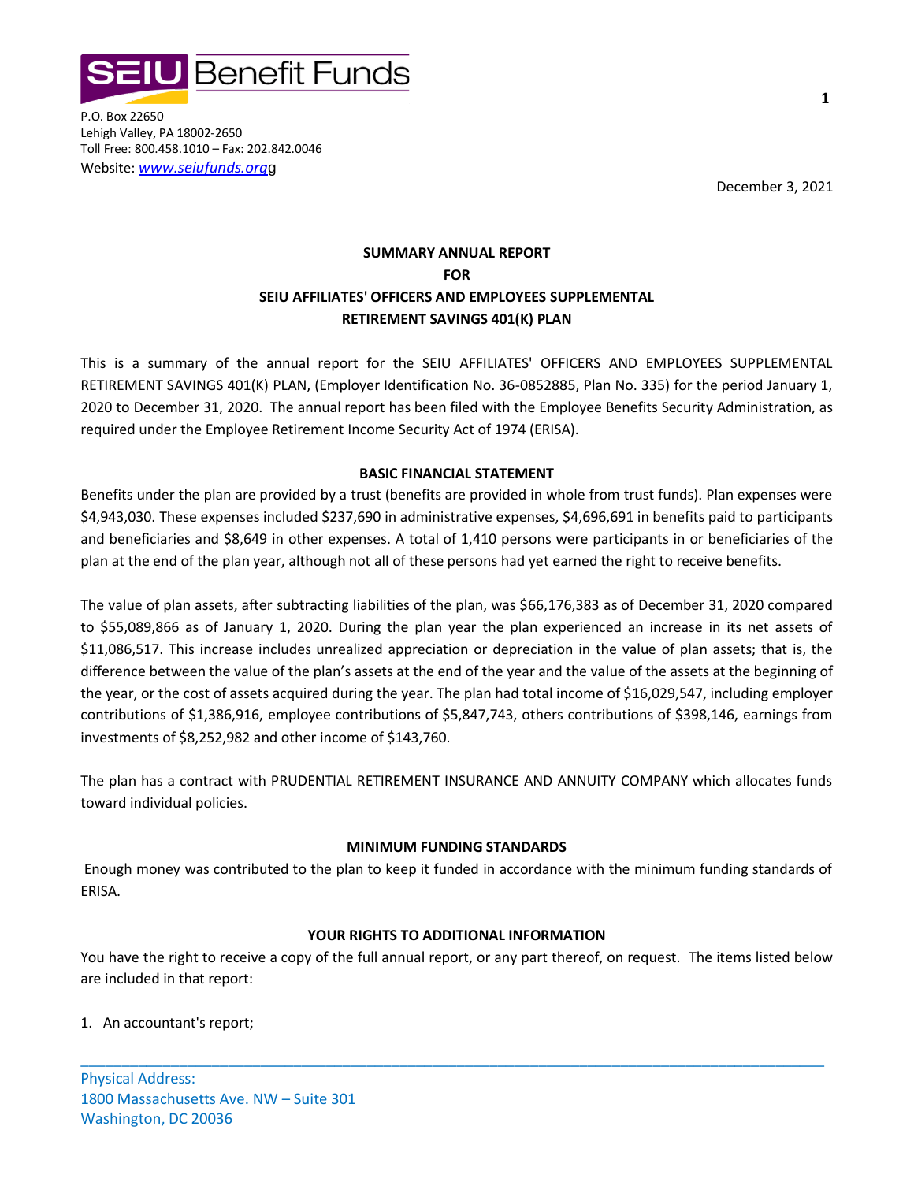SEIU Benefit Funds

P.O. Box 22650
Lehigh Valley, PA 18002-2650
Toll Free: 800.458.1010 – Fax: 202.842.0046
Website: *www.seiufunds.org*g

December 3, 2021

**SUMMARY ANNUAL REPORT**
**FOR**
**SEIU AFFILIATES' OFFICERS AND EMPLOYEES SUPPLEMENTAL RETIREMENT SAVINGS 401(K) PLAN**

This is a summary of the annual report for the SEIU AFFILIATES' OFFICERS AND EMPLOYEES SUPPLEMENTAL RETIREMENT SAVINGS 401(K) PLAN, (Employer Identification No. 36-0852885, Plan No. 335) for the period January 1, 2020 to December 31, 2020. The annual report has been filed with the Employee Benefits Security Administration, as required under the Employee Retirement Income Security Act of 1974 (ERISA).

**BASIC FINANCIAL STATEMENT**

Benefits under the plan are provided by a trust (benefits are provided in whole from trust funds). Plan expenses were $4,943,030. These expenses included $237,690 in administrative expenses, $4,696,691 in benefits paid to participants and beneficiaries and $8,649 in other expenses. A total of 1,410 persons were participants in or beneficiaries of the plan at the end of the plan year, although not all of these persons had yet earned the right to receive benefits.

The value of plan assets, after subtracting liabilities of the plan, was $66,176,383 as of December 31, 2020 compared to $55,089,866 as of January 1, 2020. During the plan year the plan experienced an increase in its net assets of $11,086,517. This increase includes unrealized appreciation or depreciation in the value of plan assets; that is, the difference between the value of the plan's assets at the end of the year and the value of the assets at the beginning of the year, or the cost of assets acquired during the year. The plan had total income of $16,029,547, including employer contributions of $1,386,916, employee contributions of $5,847,743, others contributions of $398,146, earnings from investments of $8,252,982 and other income of $143,760.

The plan has a contract with PRUDENTIAL RETIREMENT INSURANCE AND ANNUITY COMPANY which allocates funds toward individual policies.

**MINIMUM FUNDING STANDARDS**

Enough money was contributed to the plan to keep it funded in accordance with the minimum funding standards of ERISA.

**YOUR RIGHTS TO ADDITIONAL INFORMATION**

You have the right to receive a copy of the full annual report, or any part thereof, on request. The items listed below are included in that report:

1. An accountant's report;

Physical Address:
1800 Massachusetts Ave. NW – Suite 301
Washington, DC 20036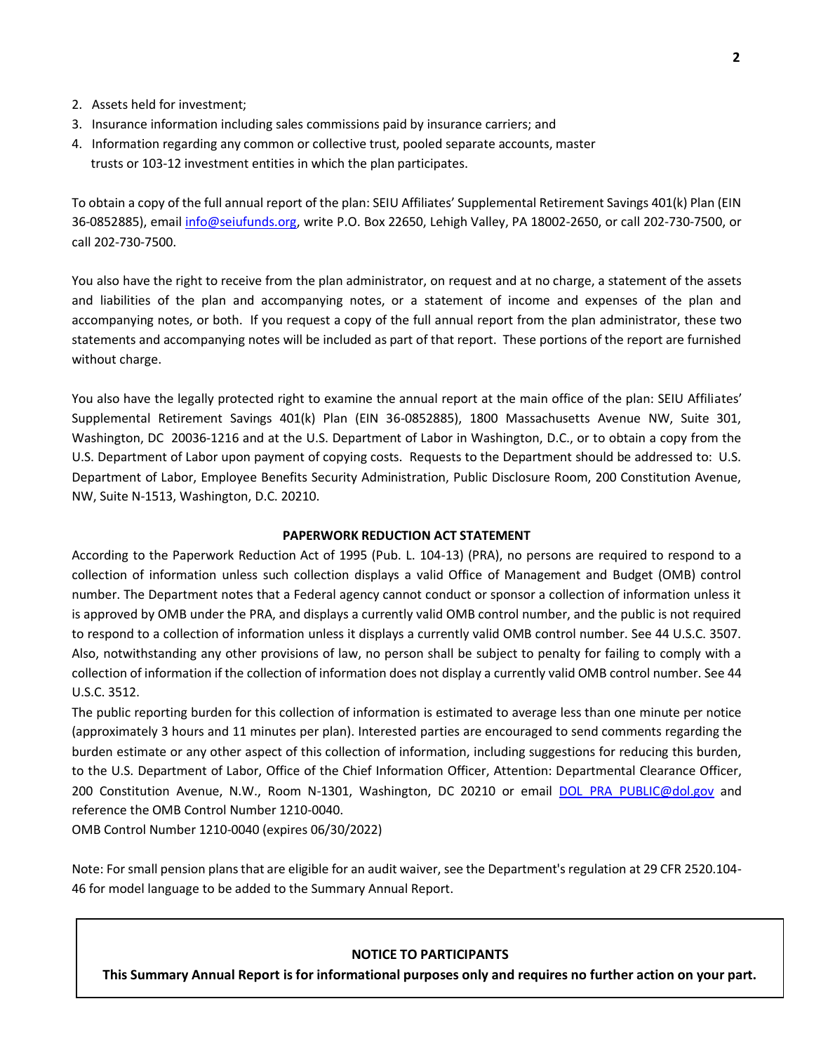2. Assets held for investment;
3. Insurance information including sales commissions paid by insurance carriers; and
4. Information regarding any common or collective trust, pooled separate accounts, master trusts or 103-12 investment entities in which the plan participates.

To obtain a copy of the full annual report of the plan: SEIU Affiliates' Supplemental Retirement Savings 401(k) Plan (EIN 36-0852885), email info@seiufunds.org, write P.O. Box 22650, Lehigh Valley, PA 18002-2650, or call 202-730-7500, or call 202-730-7500.

You also have the right to receive from the plan administrator, on request and at no charge, a statement of the assets and liabilities of the plan and accompanying notes, or a statement of income and expenses of the plan and accompanying notes, or both. If you request a copy of the full annual report from the plan administrator, these two statements and accompanying notes will be included as part of that report. These portions of the report are furnished without charge.

You also have the legally protected right to examine the annual report at the main office of the plan: SEIU Affiliates' Supplemental Retirement Savings 401(k) Plan (EIN 36-0852885), 1800 Massachusetts Avenue NW, Suite 301, Washington, DC 20036-1216 and at the U.S. Department of Labor in Washington, D.C., or to obtain a copy from the U.S. Department of Labor upon payment of copying costs. Requests to the Department should be addressed to: U.S. Department of Labor, Employee Benefits Security Administration, Public Disclosure Room, 200 Constitution Avenue, NW, Suite N-1513, Washington, D.C. 20210.

**PAPERWORK REDUCTION ACT STATEMENT**

According to the Paperwork Reduction Act of 1995 (Pub. L. 104-13) (PRA), no persons are required to respond to a collection of information unless such collection displays a valid Office of Management and Budget (OMB) control number. The Department notes that a Federal agency cannot conduct or sponsor a collection of information unless it is approved by OMB under the PRA, and displays a currently valid OMB control number, and the public is not required to respond to a collection of information unless it displays a currently valid OMB control number. See 44 U.S.C. 3507. Also, notwithstanding any other provisions of law, no person shall be subject to penalty for failing to comply with a collection of information if the collection of information does not display a currently valid OMB control number. See 44 U.S.C. 3512.

The public reporting burden for this collection of information is estimated to average less than one minute per notice (approximately 3 hours and 11 minutes per plan). Interested parties are encouraged to send comments regarding the burden estimate or any other aspect of this collection of information, including suggestions for reducing this burden, to the U.S. Department of Labor, Office of the Chief Information Officer, Attention: Departmental Clearance Officer, 200 Constitution Avenue, N.W., Room N-1301, Washington, DC 20210 or email DOL_PRA_PUBLIC@dol.gov and reference the OMB Control Number 1210-0040.

OMB Control Number 1210-0040 (expires 06/30/2022)

Note: For small pension plans that are eligible for an audit waiver, see the Department's regulation at 29 CFR 2520.104-46 for model language to be added to the Summary Annual Report.

**NOTICE TO PARTICIPANTS**

**This Summary Annual Report is for informational purposes only and requires no further action on your part.**